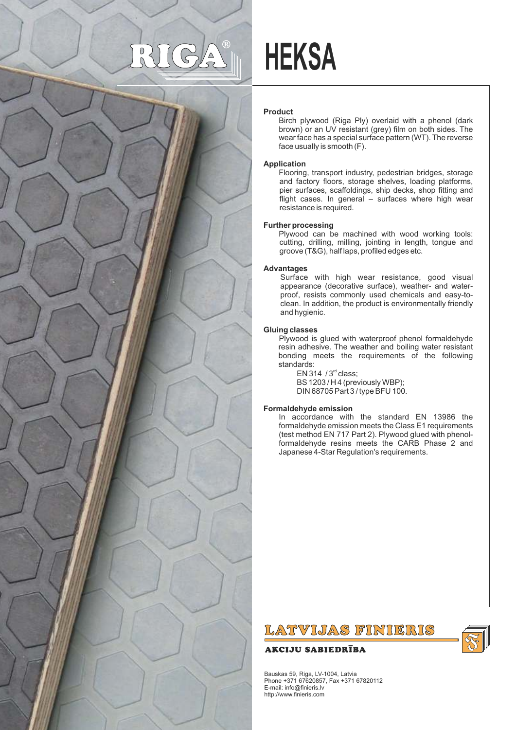RIGA®

# HEKSA

## Product

Birch plywood (Riga Ply) overlaid with a phenol (dark brown) or an UV resistant (grey) film on both sides. The wear face has a special surface pattern (WT). The reverse face usually is smooth (F).

## Application

Flooring, transport industry, pedestrian bridges, storage and factory floors, storage shelves, loading platforms, pier surfaces, scaffoldings, ship decks, shop fitting and flight cases. In general – surfaces where high wear resistance is required.

## Further processing

Plywood can be machined with wood working tools: cutting, drilling, milling, jointing in length, tongue and groove (T&G), half laps, profiled edges etc.

## Advantages

Surface with high wear resistance, good visual appearance (decorative surface), weather- and waterproof, resists commonly used chemicals and easy-to-clean. In addition, the product is environmentally friendly and hygienic.

## Gluing classes

Plywood is glued with waterproof phenol formaldehyde resin adhesive. The weather and boiling water resistant bonding meets the requirements of the following standards:

- EN 314 / 3rd class;
- BS 1203 / H 4 (previously WBP);
- DIN 68705 Part 3 / type BFU 100.

## Formaldehyde emission

In accordance with the standard EN 13986 the formaldehyde emission meets the Class E1 requirements (test method EN 717 Part 2). Plywood glued with phenol-formaldehyde resins meets the CARB Phase 2 and Japanese 4-Star Regulation's requirements.

**LATVIJAS FINIERIS**

**AKCIJU SABIEDRĪBA**

Bauskas 59, Riga, LV-1004, Latvia
Phone +371 67620857, Fax +371 67820112
E-mail: info@finieris.lv
http://www.finieris.com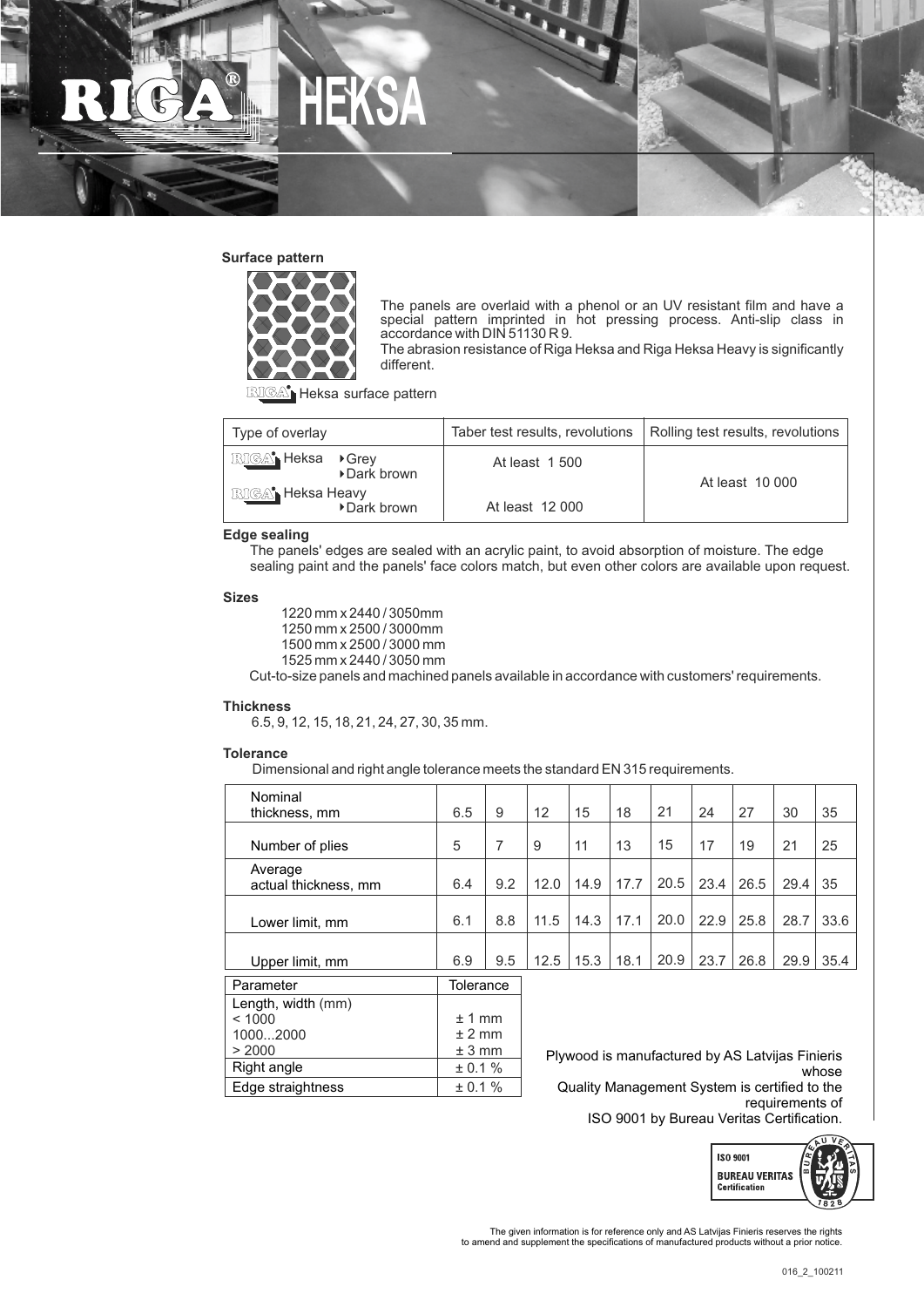# RIGA® HEKSA

## Surface pattern

The panels are overlaid with a phenol or an UV resistant film and have a special pattern imprinted in hot pressing process. Anti-slip class in accordance with DIN 51130 R 9.
The abrasion resistance of Riga Heksa and Riga Heksa Heavy is significantly different.

RIGA® Heksa surface pattern

| Type of overlay | Taber test results, revolutions | Rolling test results, revolutions |
|---|---|---|
| RIGA® Heksa ▸Grey ▸Dark brown | At least 1 500 | At least 10 000 |
| RIGA® Heksa Heavy ▸Dark brown | At least 12 000 | |

## Edge sealing

The panels' edges are sealed with an acrylic paint, to avoid absorption of moisture. The edge sealing paint and the panels' face colors match, but even other colors are available upon request.

## Sizes

1220 mm x 2440 / 3050mm
1250 mm x 2500 / 3000mm
1500 mm x 2500 / 3000 mm
1525 mm x 2440 / 3050 mm

Cut-to-size panels and machined panels available in accordance with customers' requirements.

## Thickness

6.5, 9, 12, 15, 18, 21, 24, 27, 30, 35 mm.

## Tolerance

Dimensional and right angle tolerance meets the standard EN 315 requirements.

| Nominal thickness, mm | 6.5 | 9 | 12 | 15 | 18 | 21 | 24 | 27 | 30 | 35 |
|---|---|---|---|---|---|---|---|---|---|---|
| Number of plies | 5 | 7 | 9 | 11 | 13 | 15 | 17 | 19 | 21 | 25 |
| Average actual thickness, mm | 6.4 | 9.2 | 12.0 | 14.9 | 17.7 | 20.5 | 23.4 | 26.5 | 29.4 | 35 |
| Lower limit, mm | 6.1 | 8.8 | 11.5 | 14.3 | 17.1 | 20.0 | 22.9 | 25.8 | 28.7 | 33.6 |
| Upper limit, mm | 6.9 | 9.5 | 12.5 | 15.3 | 18.1 | 20.9 | 23.7 | 26.8 | 29.9 | 35.4 |

| Parameter | Tolerance |
|---|---|
| Length, width (mm) | |
| < 1000 | ± 1 mm |
| 1000...2000 | ± 2 mm |
| > 2000 | ± 3 mm |
| Right angle | ± 0.1 % |
| Edge straightness | ± 0.1 % |

Plywood is manufactured by AS Latvijas Finieris whose Quality Management System is certified to the requirements of ISO 9001 by Bureau Veritas Certification.

ISO 9001
BUREAU VERITAS
Certification

The given information is for reference only and AS Latvijas Finieris reserves the rights to amend and supplement the specifications of manufactured products without a prior notice.

016_2_100211